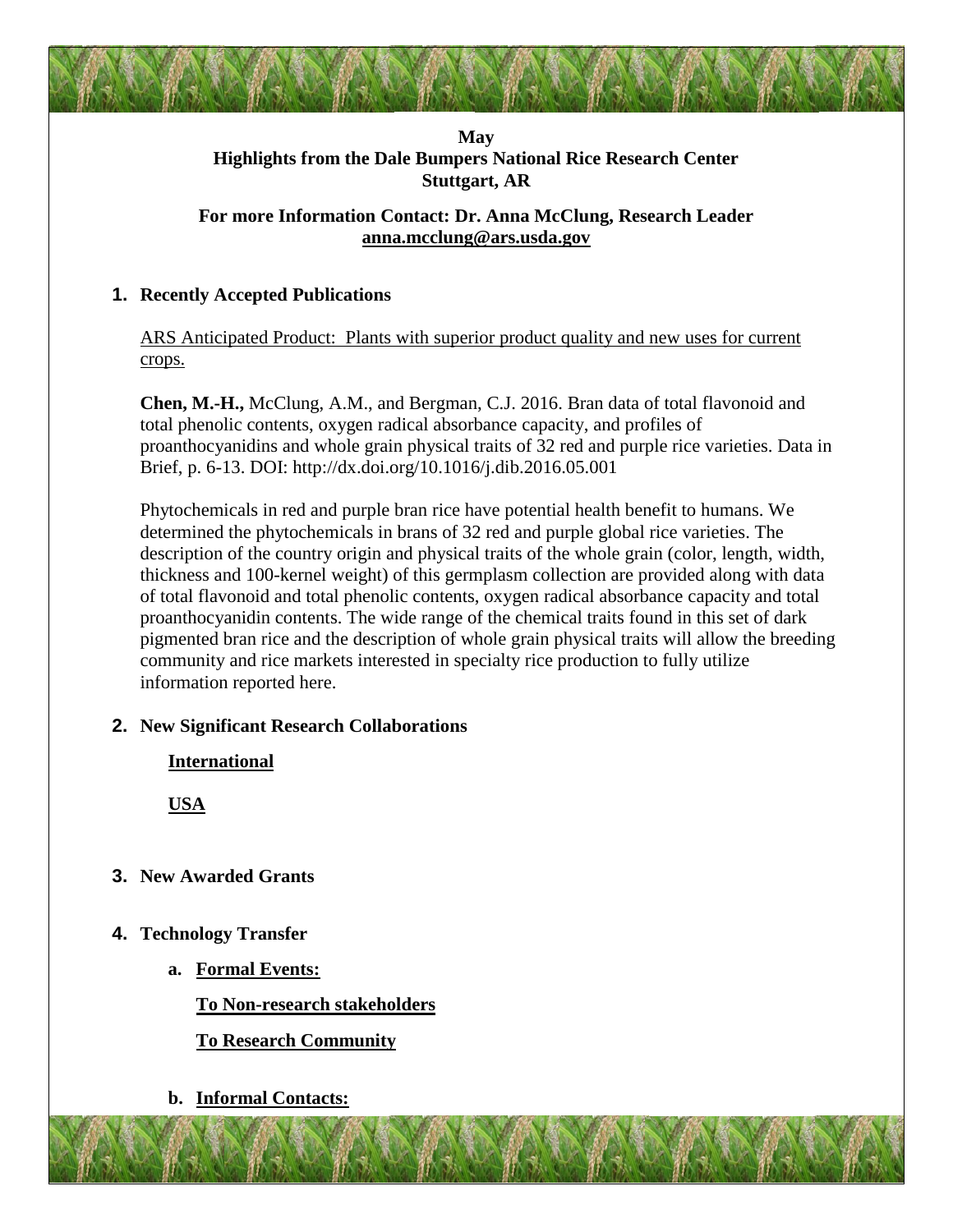**May**
**Highlights from the Dale Bumpers National Rice Research Center**
**Stuttgart, AR**

**For more Information Contact: Dr. Anna McClung, Research Leader**
**anna.mcclung@ars.usda.gov**

## 1. Recently Accepted Publications

ARS Anticipated Product: Plants with superior product quality and new uses for current crops.

**Chen, M.-H.,** McClung, A.M., and Bergman, C.J. 2016. Bran data of total flavonoid and total phenolic contents, oxygen radical absorbance capacity, and profiles of proanthocyanidins and whole grain physical traits of 32 red and purple rice varieties. Data in Brief, p. 6-13. DOI: http://dx.doi.org/10.1016/j.dib.2016.05.001

Phytochemicals in red and purple bran rice have potential health benefit to humans. We determined the phytochemicals in brans of 32 red and purple global rice varieties. The description of the country origin and physical traits of the whole grain (color, length, width, thickness and 100-kernel weight) of this germplasm collection are provided along with data of total flavonoid and total phenolic contents, oxygen radical absorbance capacity and total proanthocyanidin contents. The wide range of the chemical traits found in this set of dark pigmented bran rice and the description of whole grain physical traits will allow the breeding community and rice markets interested in specialty rice production to fully utilize information reported here.

## 2. New Significant Research Collaborations

**International**

**USA**

## 3. New Awarded Grants

## 4. Technology Transfer

a. **Formal Events:**

**To Non-research stakeholders**

**To Research Community**

b. **Informal Contacts:**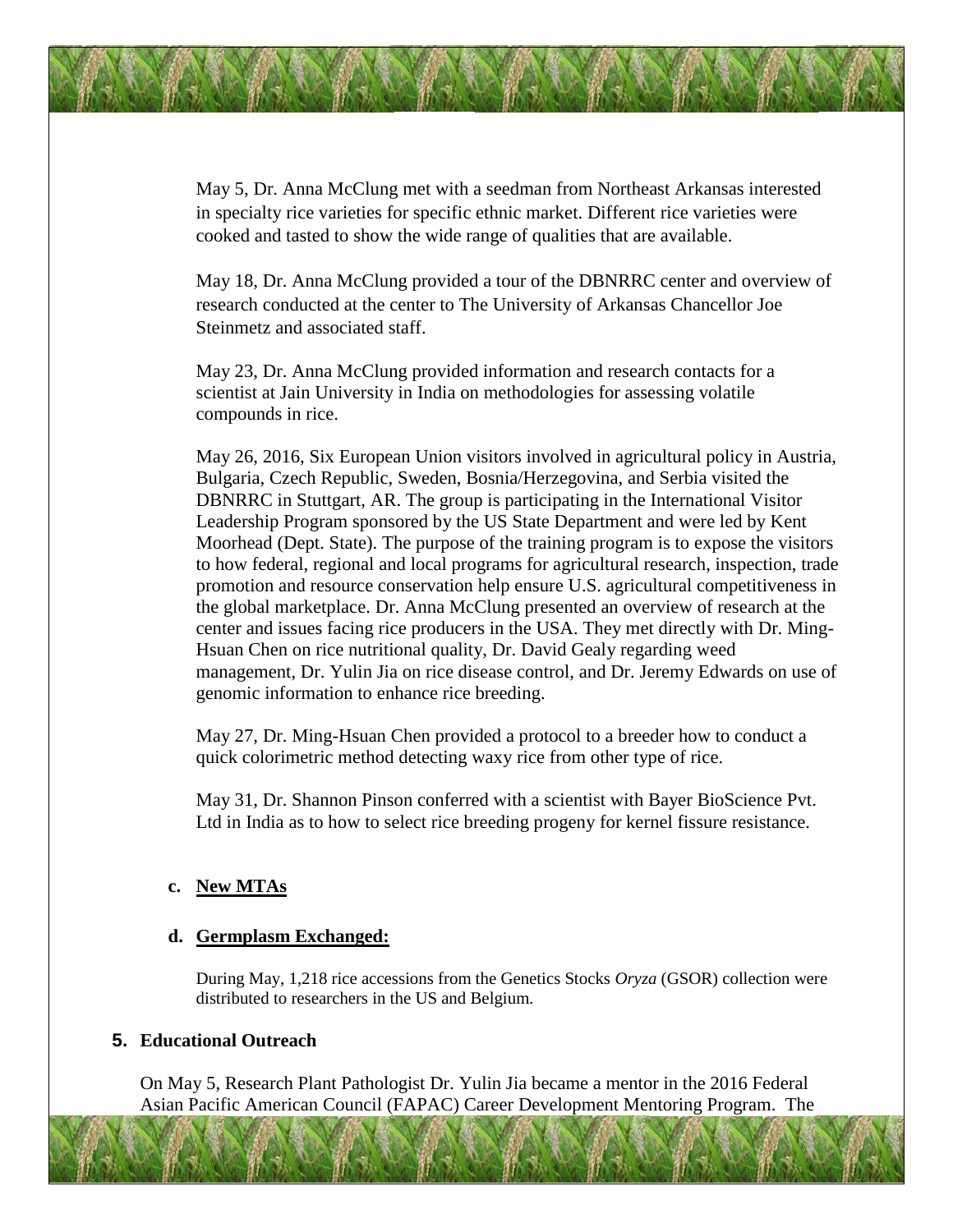May 5, Dr. Anna McClung met with a seedman from Northeast Arkansas interested in specialty rice varieties for specific ethnic market. Different rice varieties were cooked and tasted to show the wide range of qualities that are available.

May 18, Dr. Anna McClung provided a tour of the DBNRRC center and overview of research conducted at the center to The University of Arkansas Chancellor Joe Steinmetz and associated staff.

May 23, Dr. Anna McClung provided information and research contacts for a scientist at Jain University in India on methodologies for assessing volatile compounds in rice.

May 26, 2016, Six European Union visitors involved in agricultural policy in Austria, Bulgaria, Czech Republic, Sweden, Bosnia/Herzegovina, and Serbia visited the DBNRRC in Stuttgart, AR. The group is participating in the International Visitor Leadership Program sponsored by the US State Department and were led by Kent Moorhead (Dept. State). The purpose of the training program is to expose the visitors to how federal, regional and local programs for agricultural research, inspection, trade promotion and resource conservation help ensure U.S. agricultural competitiveness in the global marketplace. Dr. Anna McClung presented an overview of research at the center and issues facing rice producers in the USA. They met directly with Dr. Ming-Hsuan Chen on rice nutritional quality, Dr. David Gealy regarding weed management, Dr. Yulin Jia on rice disease control, and Dr. Jeremy Edwards on use of genomic information to enhance rice breeding.

May 27, Dr. Ming-Hsuan Chen provided a protocol to a breeder how to conduct a quick colorimetric method detecting waxy rice from other type of rice.

May 31, Dr. Shannon Pinson conferred with a scientist with Bayer BioScience Pvt. Ltd in India as to how to select rice breeding progeny for kernel fissure resistance.

### c. New MTAs

### d. Germplasm Exchanged:

During May, 1,218 rice accessions from the Genetics Stocks *Oryza* (GSOR) collection were distributed to researchers in the US and Belgium.

## 5. Educational Outreach

On May 5, Research Plant Pathologist Dr. Yulin Jia became a mentor in the 2016 Federal Asian Pacific American Council (FAPAC) Career Development Mentoring Program. The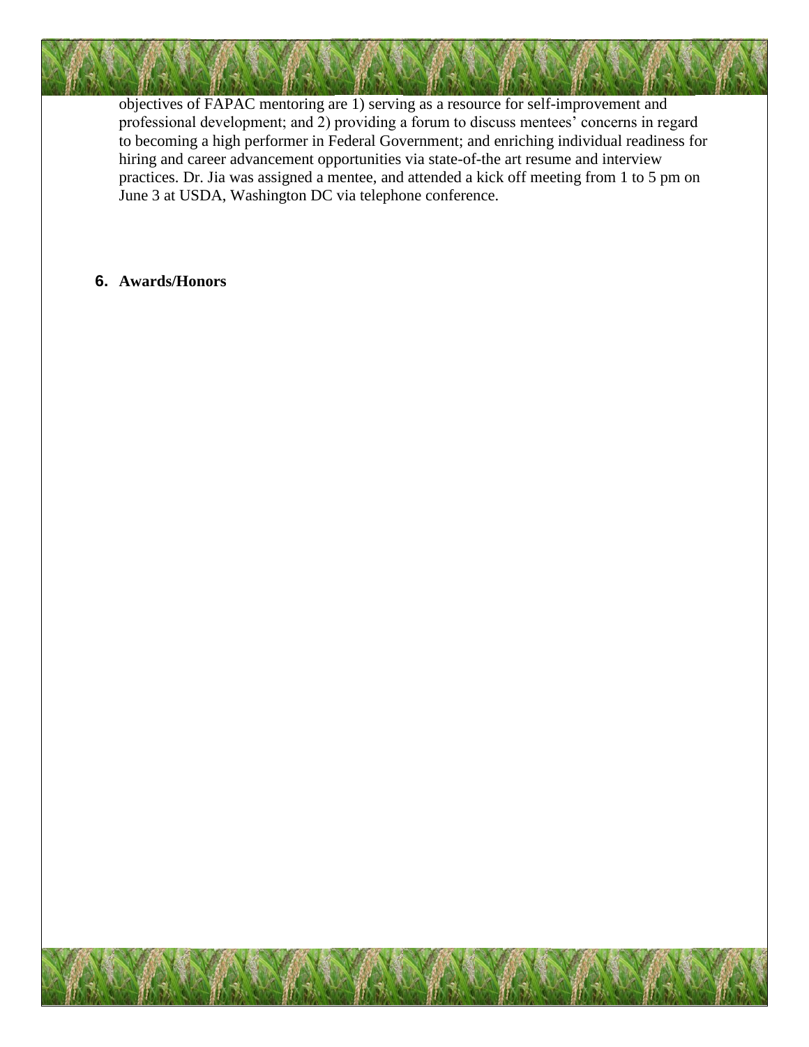objectives of FAPAC mentoring are 1) serving as a resource for self-improvement and professional development; and 2) providing a forum to discuss mentees' concerns in regard to becoming a high performer in Federal Government; and enriching individual readiness for hiring and career advancement opportunities via state-of-the art resume and interview practices. Dr. Jia was assigned a mentee, and attended a kick off meeting from 1 to 5 pm on June 3 at USDA, Washington DC via telephone conference.

## 6. Awards/Honors